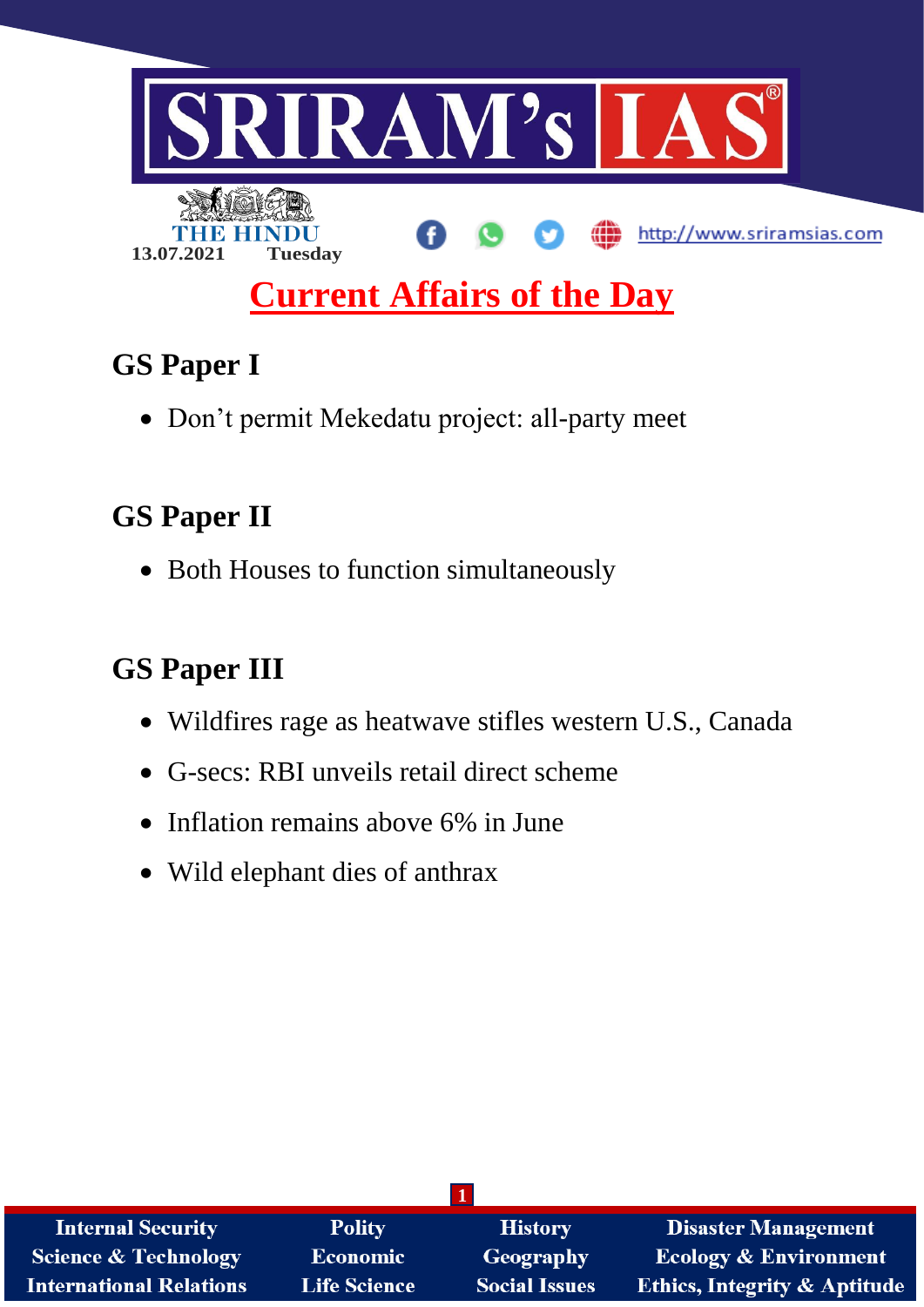SRIRAM's IAS

THE HINDU

13.07.2021 Tuesday

http://www.sriramsias.com

# Current Affairs of the Day

## GS Paper I

- Don't permit Mekedatu project: all-party meet

## GS Paper II

- Both Houses to function simultaneously

## GS Paper III

- Wildfires rage as heatwave stifles western U.S., Canada
- G-secs: RBI unveils retail direct scheme
- Inflation remains above 6% in June
- Wild elephant dies of anthrax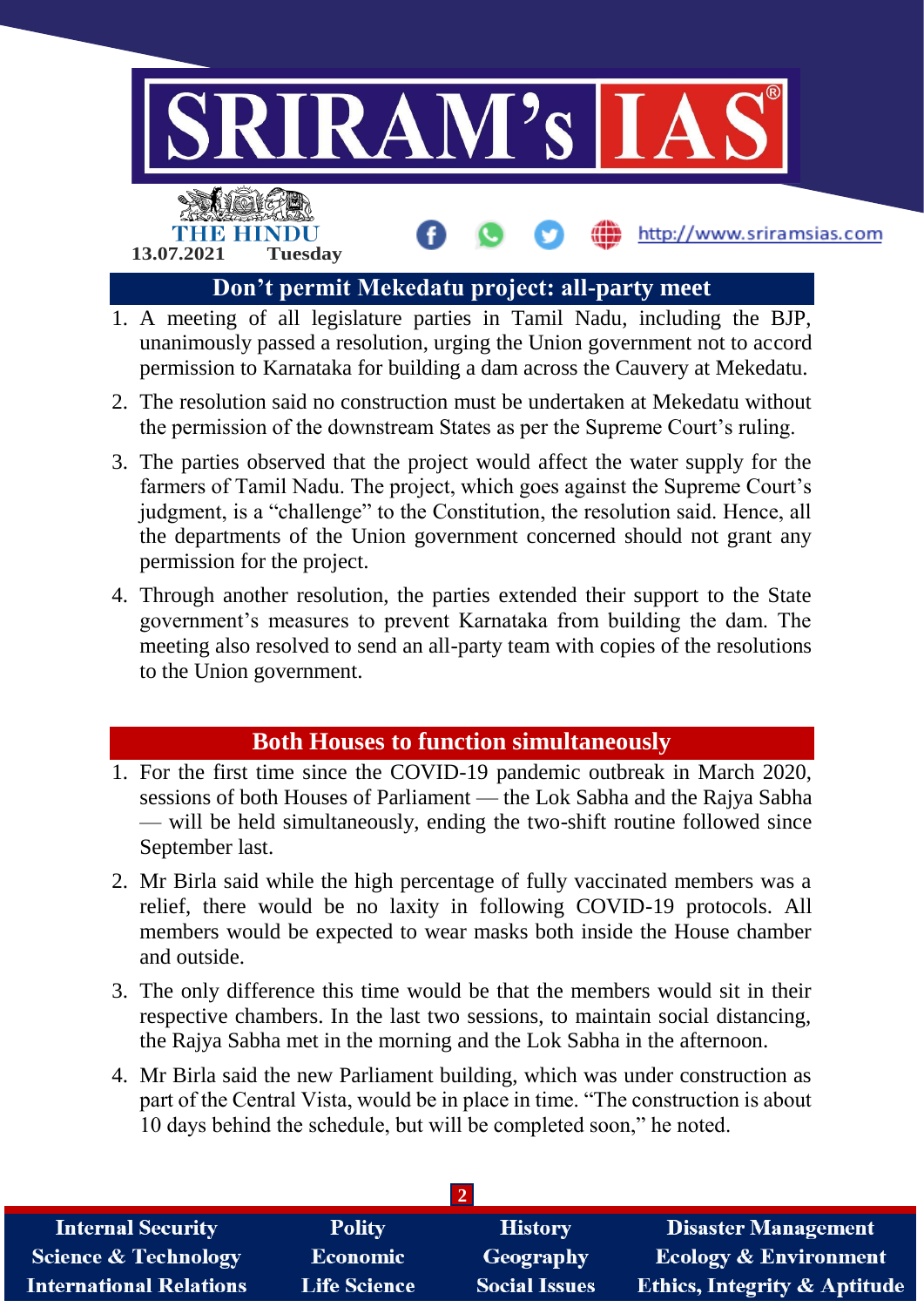## Don't permit Mekedatu project: all-party meet

1. A meeting of all legislature parties in Tamil Nadu, including the BJP, unanimously passed a resolution, urging the Union government not to accord permission to Karnataka for building a dam across the Cauvery at Mekedatu.
2. The resolution said no construction must be undertaken at Mekedatu without the permission of the downstream States as per the Supreme Court's ruling.
3. The parties observed that the project would affect the water supply for the farmers of Tamil Nadu. The project, which goes against the Supreme Court's judgment, is a "challenge" to the Constitution, the resolution said. Hence, all the departments of the Union government concerned should not grant any permission for the project.
4. Through another resolution, the parties extended their support to the State government's measures to prevent Karnataka from building the dam. The meeting also resolved to send an all-party team with copies of the resolutions to the Union government.

## Both Houses to function simultaneously

1. For the first time since the COVID-19 pandemic outbreak in March 2020, sessions of both Houses of Parliament — the Lok Sabha and the Rajya Sabha — will be held simultaneously, ending the two-shift routine followed since September last.
2. Mr Birla said while the high percentage of fully vaccinated members was a relief, there would be no laxity in following COVID-19 protocols. All members would be expected to wear masks both inside the House chamber and outside.
3. The only difference this time would be that the members would sit in their respective chambers. In the last two sessions, to maintain social distancing, the Rajya Sabha met in the morning and the Lok Sabha in the afternoon.
4. Mr Birla said the new Parliament building, which was under construction as part of the Central Vista, would be in place in time. "The construction is about 10 days behind the schedule, but will be completed soon," he noted.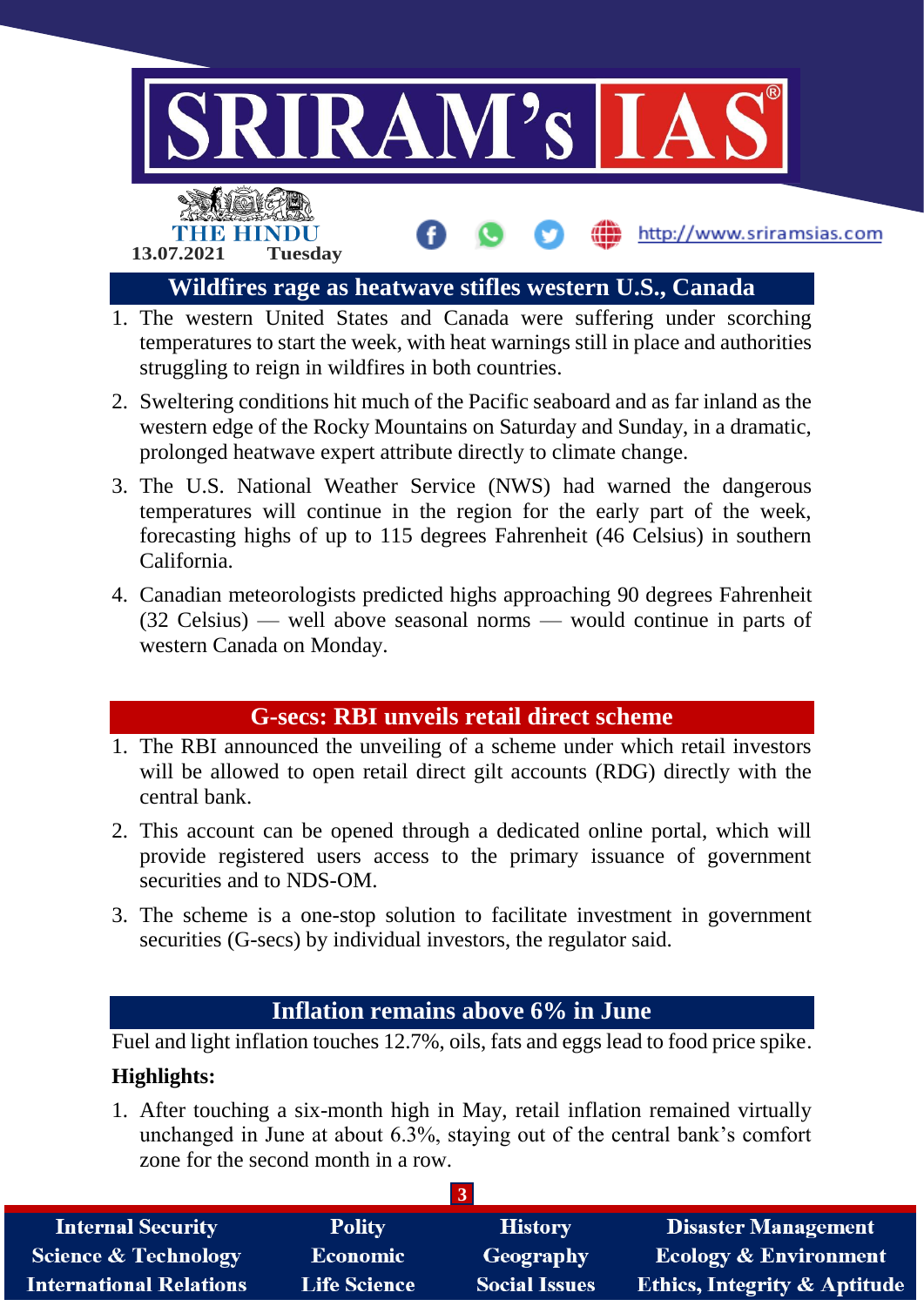## Wildfires rage as heatwave stifles western U.S., Canada

1. The western United States and Canada were suffering under scorching temperatures to start the week, with heat warnings still in place and authorities struggling to reign in wildfires in both countries.
2. Sweltering conditions hit much of the Pacific seaboard and as far inland as the western edge of the Rocky Mountains on Saturday and Sunday, in a dramatic, prolonged heatwave expert attribute directly to climate change.
3. The U.S. National Weather Service (NWS) had warned the dangerous temperatures will continue in the region for the early part of the week, forecasting highs of up to 115 degrees Fahrenheit (46 Celsius) in southern California.
4. Canadian meteorologists predicted highs approaching 90 degrees Fahrenheit (32 Celsius) — well above seasonal norms — would continue in parts of western Canada on Monday.

## G-secs: RBI unveils retail direct scheme

1. The RBI announced the unveiling of a scheme under which retail investors will be allowed to open retail direct gilt accounts (RDG) directly with the central bank.
2. This account can be opened through a dedicated online portal, which will provide registered users access to the primary issuance of government securities and to NDS-OM.
3. The scheme is a one-stop solution to facilitate investment in government securities (G-secs) by individual investors, the regulator said.

## Inflation remains above 6% in June

Fuel and light inflation touches 12.7%, oils, fats and eggs lead to food price spike.

**Highlights:**

1. After touching a six-month high in May, retail inflation remained virtually unchanged in June at about 6.3%, staying out of the central bank's comfort zone for the second month in a row.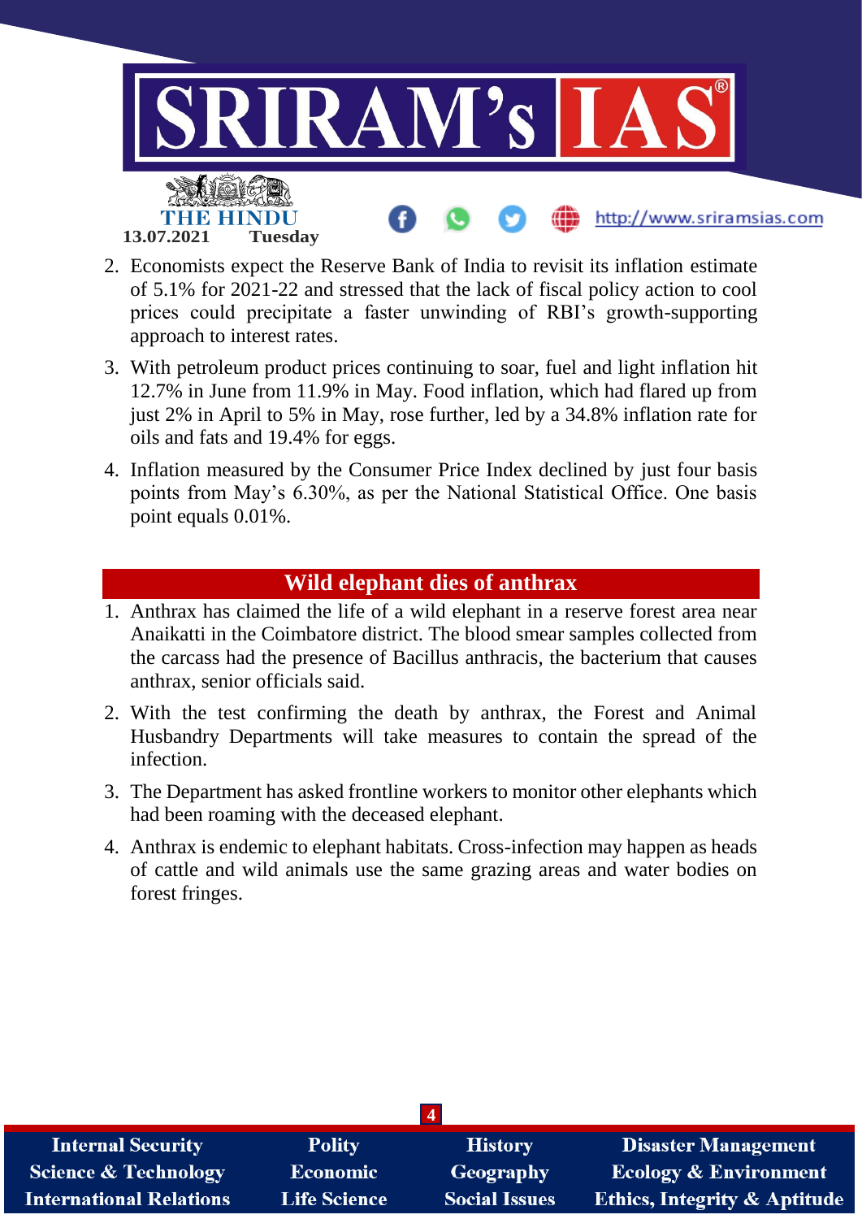2. Economists expect the Reserve Bank of India to revisit its inflation estimate of 5.1% for 2021-22 and stressed that the lack of fiscal policy action to cool prices could precipitate a faster unwinding of RBI's growth-supporting approach to interest rates.
3. With petroleum product prices continuing to soar, fuel and light inflation hit 12.7% in June from 11.9% in May. Food inflation, which had flared up from just 2% in April to 5% in May, rose further, led by a 34.8% inflation rate for oils and fats and 19.4% for eggs.
4. Inflation measured by the Consumer Price Index declined by just four basis points from May's 6.30%, as per the National Statistical Office. One basis point equals 0.01%.

## Wild elephant dies of anthrax

1. Anthrax has claimed the life of a wild elephant in a reserve forest area near Anaikatti in the Coimbatore district. The blood smear samples collected from the carcass had the presence of Bacillus anthracis, the bacterium that causes anthrax, senior officials said.
2. With the test confirming the death by anthrax, the Forest and Animal Husbandry Departments will take measures to contain the spread of the infection.
3. The Department has asked frontline workers to monitor other elephants which had been roaming with the deceased elephant.
4. Anthrax is endemic to elephant habitats. Cross-infection may happen as heads of cattle and wild animals use the same grazing areas and water bodies on forest fringes.